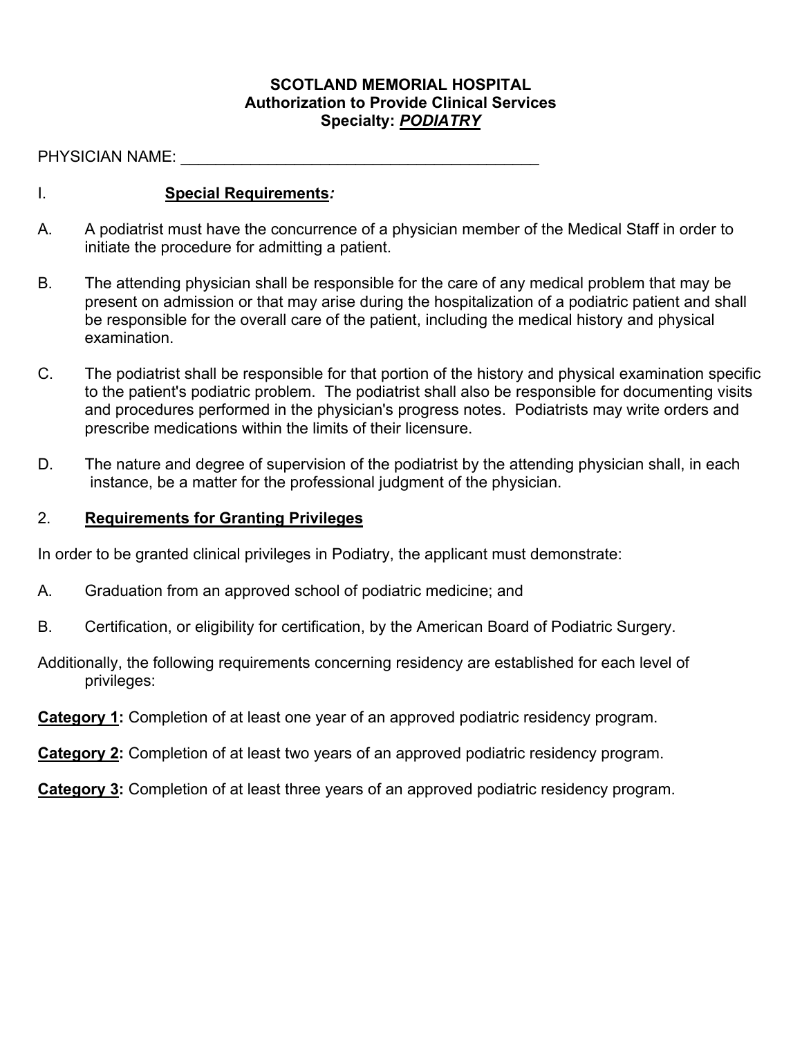**SCOTLAND MEMORIAL HOSPITAL**
**Authorization to Provide Clinical Services**
**Specialty: *PODIATRY***

PHYSICIAN NAME: ________________________________________

## I. **Special Requirements*:***

A. A podiatrist must have the concurrence of a physician member of the Medical Staff in order to initiate the procedure for admitting a patient.

B. The attending physician shall be responsible for the care of any medical problem that may be present on admission or that may arise during the hospitalization of a podiatric patient and shall be responsible for the overall care of the patient, including the medical history and physical examination.

C. The podiatrist shall be responsible for that portion of the history and physical examination specific to the patient's podiatric problem. The podiatrist shall also be responsible for documenting visits and procedures performed in the physician's progress notes. Podiatrists may write orders and prescribe medications within the limits of their licensure.

D. The nature and degree of supervision of the podiatrist by the attending physician shall, in each instance, be a matter for the professional judgment of the physician.

## 2. **Requirements for Granting Privileges**

In order to be granted clinical privileges in Podiatry, the applicant must demonstrate:

A. Graduation from an approved school of podiatric medicine; and

B. Certification, or eligibility for certification, by the American Board of Podiatric Surgery.

Additionally, the following requirements concerning residency are established for each level of privileges:

**Category 1:** Completion of at least one year of an approved podiatric residency program.

**Category 2:** Completion of at least two years of an approved podiatric residency program.

**Category 3:** Completion of at least three years of an approved podiatric residency program.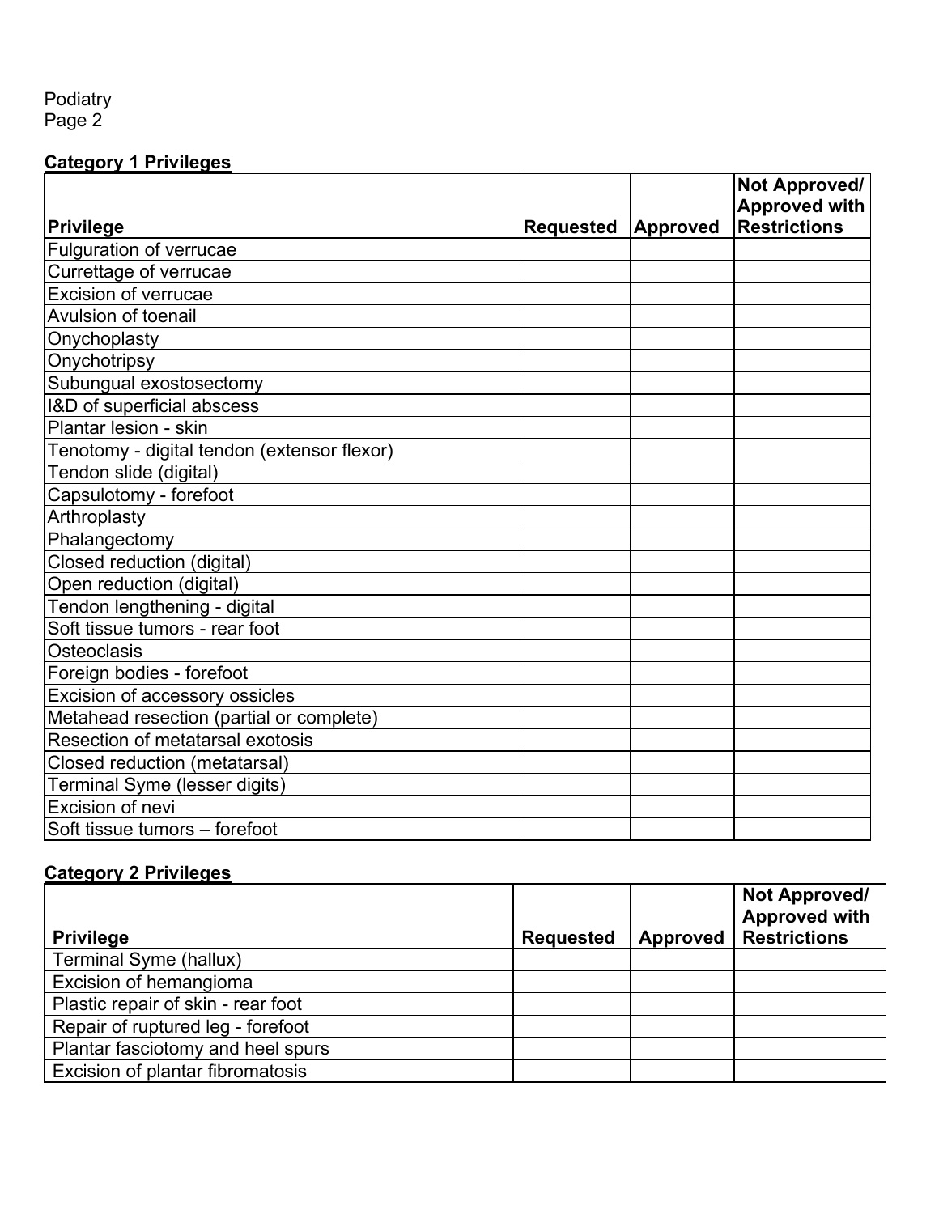Podiatry

### Category 1 Privileges

| Privilege | Requested | Approved | Not Approved/ Approved with Restrictions |
|---|---|---|---|
| Fulguration of verrucae | | | |
| Currettage of verrucae | | | |
| Excision of verrucae | | | |
| Avulsion of toenail | | | |
| Onychoplasty | | | |
| Onychotripsy | | | |
| Subungual exostosectomy | | | |
| I&D of superficial abscess | | | |
| Plantar lesion - skin | | | |
| Tenotomy - digital tendon (extensor flexor) | | | |
| Tendon slide (digital) | | | |
| Capsulotomy - forefoot | | | |
| Arthroplasty | | | |
| Phalangectomy | | | |
| Closed reduction (digital) | | | |
| Open reduction (digital) | | | |
| Tendon lengthening - digital | | | |
| Soft tissue tumors - rear foot | | | |
| Osteoclasis | | | |
| Foreign bodies - forefoot | | | |
| Excision of accessory ossicles | | | |
| Metahead resection (partial or complete) | | | |
| Resection of metatarsal exotosis | | | |
| Closed reduction (metatarsal) | | | |
| Terminal Syme (lesser digits) | | | |
| Excision of nevi | | | |
| Soft tissue tumors – forefoot | | | |

### Category 2 Privileges

| Privilege | Requested | Approved | Not Approved/ Approved with Restrictions |
|---|---|---|---|
| Terminal Syme (hallux) | | | |
| Excision of hemangioma | | | |
| Plastic repair of skin - rear foot | | | |
| Repair of ruptured leg - forefoot | | | |
| Plantar fasciotomy and heel spurs | | | |
| Excision of plantar fibromatosis | | | |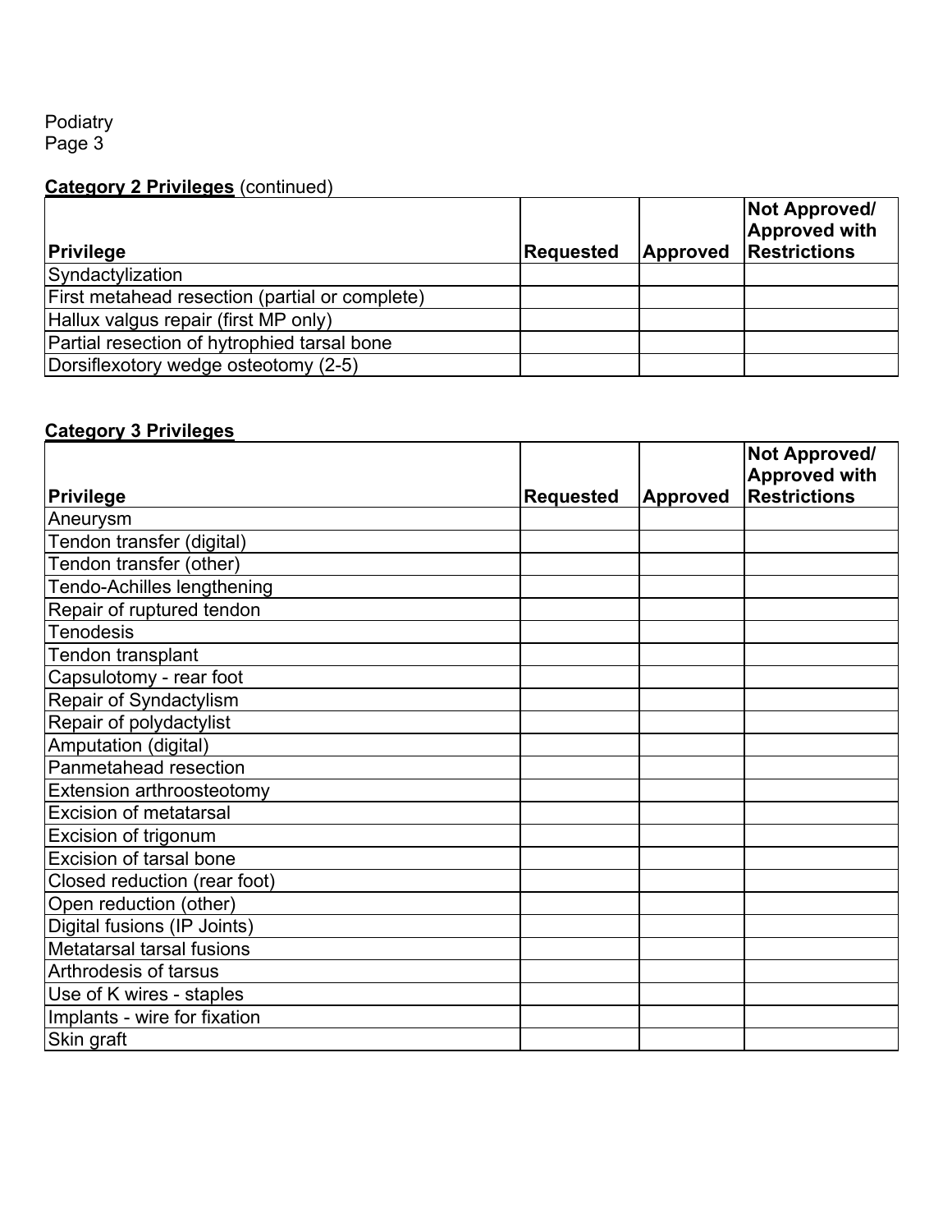Podiatry
Page 3

**Category 2 Privileges** (continued)

| Privilege | Requested | Approved | Not Approved/ Approved with Restrictions |
|---|---|---|---|
| Syndactylization | | | |
| First metahead resection (partial or complete) | | | |
| Hallux valgus repair (first MP only) | | | |
| Partial resection of hytrophied tarsal bone | | | |
| Dorsiflexotory wedge osteotomy (2-5) | | | |

**Category 3 Privileges**

| Privilege | Requested | Approved | Not Approved/ Approved with Restrictions |
|---|---|---|---|
| Aneurysm | | | |
| Tendon transfer (digital) | | | |
| Tendon transfer (other) | | | |
| Tendo-Achilles lengthening | | | |
| Repair of ruptured tendon | | | |
| Tenodesis | | | |
| Tendon transplant | | | |
| Capsulotomy - rear foot | | | |
| Repair of Syndactylism | | | |
| Repair of polydactylist | | | |
| Amputation (digital) | | | |
| Panmetahead resection | | | |
| Extension arthroosteotomy | | | |
| Excision of metatarsal | | | |
| Excision of trigonum | | | |
| Excision of tarsal bone | | | |
| Closed reduction (rear foot) | | | |
| Open reduction (other) | | | |
| Digital fusions (IP Joints) | | | |
| Metatarsal tarsal fusions | | | |
| Arthrodesis of tarsus | | | |
| Use of K wires - staples | | | |
| Implants - wire for fixation | | | |
| Skin graft | | | |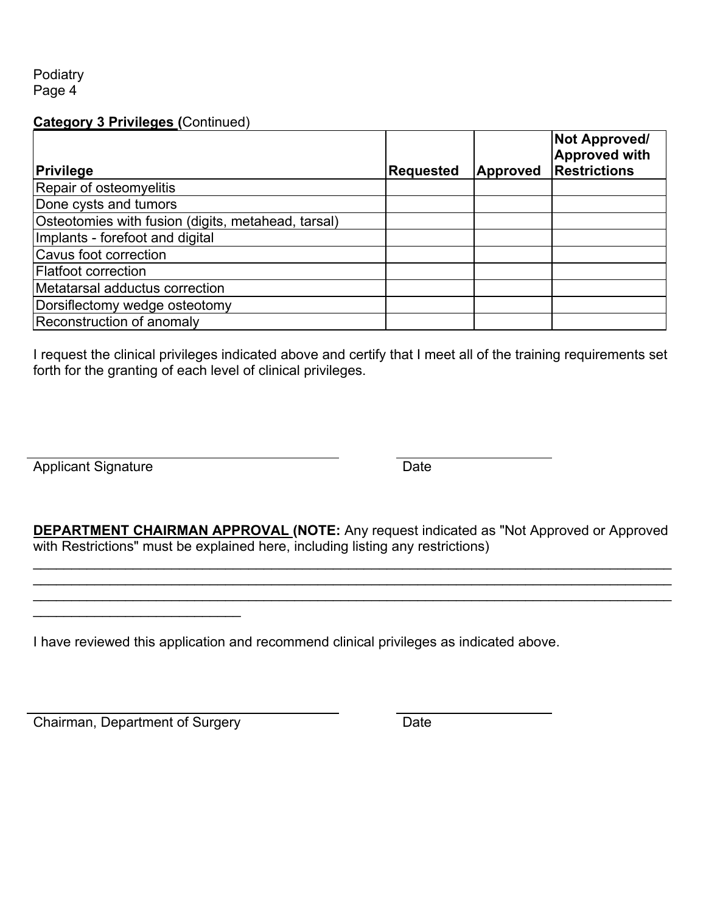Podiatry
Page 4

**Category 3 Privileges** (Continued)

| Privilege | Requested | Approved | Not Approved/ Approved with Restrictions |
|---|---|---|---|
| Repair of osteomyelitis | | | |
| Done cysts and tumors | | | |
| Osteotomies with fusion (digits, metahead, tarsal) | | | |
| Implants - forefoot and digital | | | |
| Cavus foot correction | | | |
| Flatfoot correction | | | |
| Metatarsal adductus correction | | | |
| Dorsiflectomy wedge osteotomy | | | |
| Reconstruction of anomaly | | | |

I request the clinical privileges indicated above and certify that I meet all of the training requirements set forth for the granting of each level of clinical privileges.

______________________________________ ____________________

Applicant Signature Date

**DEPARTMENT CHAIRMAN APPROVAL (NOTE:** Any request indicated as "Not Approved or Approved with Restrictions" must be explained here, including listing any restrictions)

_______________________________________________________________________________

_______________________________________________________________________________

_______________________________________________________________________________

__________________________

I have reviewed this application and recommend clinical privileges as indicated above.

______________________________________ ____________________

Chairman, Department of Surgery Date